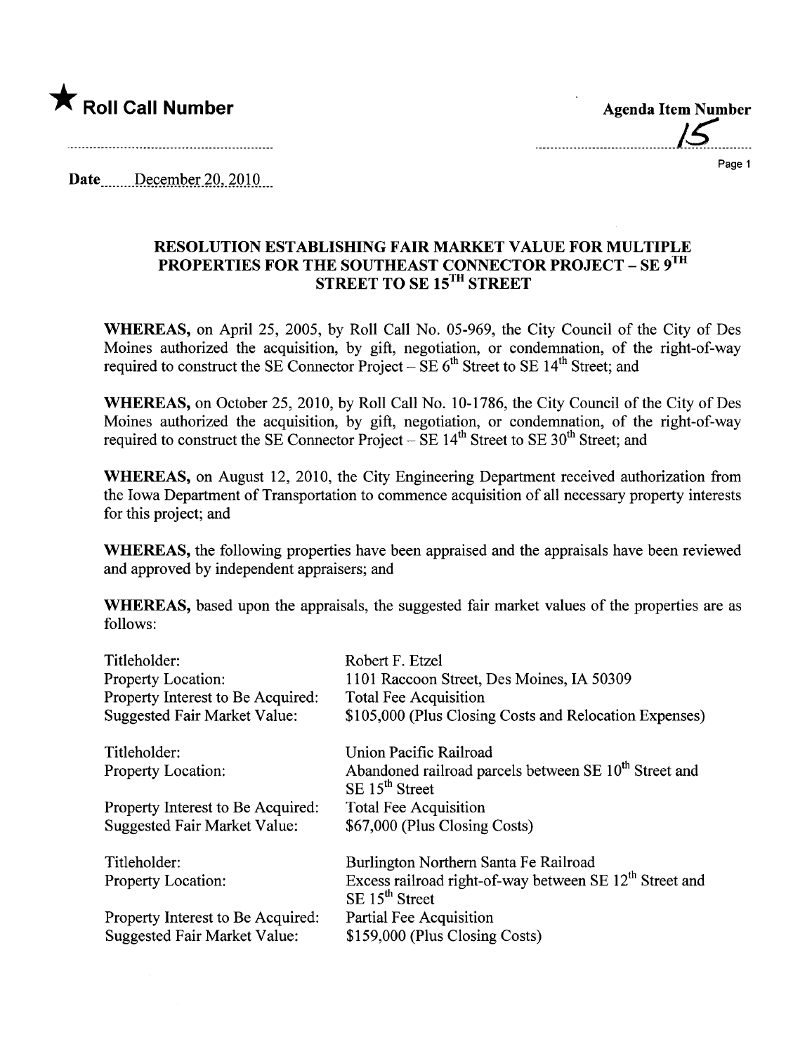★ **Roll Call Number**

**Agenda Item Number**

15

Date December 20, 2010

## RESOLUTION ESTABLISHING FAIR MARKET VALUE FOR MULTIPLE PROPERTIES FOR THE SOUTHEAST CONNECTOR PROJECT – SE 9TH STREET TO SE 15TH STREET

**WHEREAS,** on April 25, 2005, by Roll Call No. 05-969, the City Council of the City of Des Moines authorized the acquisition, by gift, negotiation, or condemnation, of the right-of-way required to construct the SE Connector Project – SE 6th Street to SE 14th Street; and

**WHEREAS,** on October 25, 2010, by Roll Call No. 10-1786, the City Council of the City of Des Moines authorized the acquisition, by gift, negotiation, or condemnation, of the right-of-way required to construct the SE Connector Project – SE 14th Street to SE 30th Street; and

**WHEREAS,** on August 12, 2010, the City Engineering Department received authorization from the Iowa Department of Transportation to commence acquisition of all necessary property interests for this project; and

**WHEREAS,** the following properties have been appraised and the appraisals have been reviewed and approved by independent appraisers; and

**WHEREAS,** based upon the appraisals, the suggested fair market values of the properties are as follows:

| | |
|---|---|
| Titleholder: | Robert F. Etzel |
| Property Location: | 1101 Raccoon Street, Des Moines, IA 50309 |
| Property Interest to Be Acquired: | Total Fee Acquisition |
| Suggested Fair Market Value: | $105,000 (Plus Closing Costs and Relocation Expenses) |
| | |
| Titleholder: | Union Pacific Railroad |
| Property Location: | Abandoned railroad parcels between SE 10th Street and SE 15th Street |
| Property Interest to Be Acquired: | Total Fee Acquisition |
| Suggested Fair Market Value: | $67,000 (Plus Closing Costs) |
| | |
| Titleholder: | Burlington Northern Santa Fe Railroad |
| Property Location: | Excess railroad right-of-way between SE 12th Street and SE 15th Street |
| Property Interest to Be Acquired: | Partial Fee Acquisition |
| Suggested Fair Market Value: | $159,000 (Plus Closing Costs) |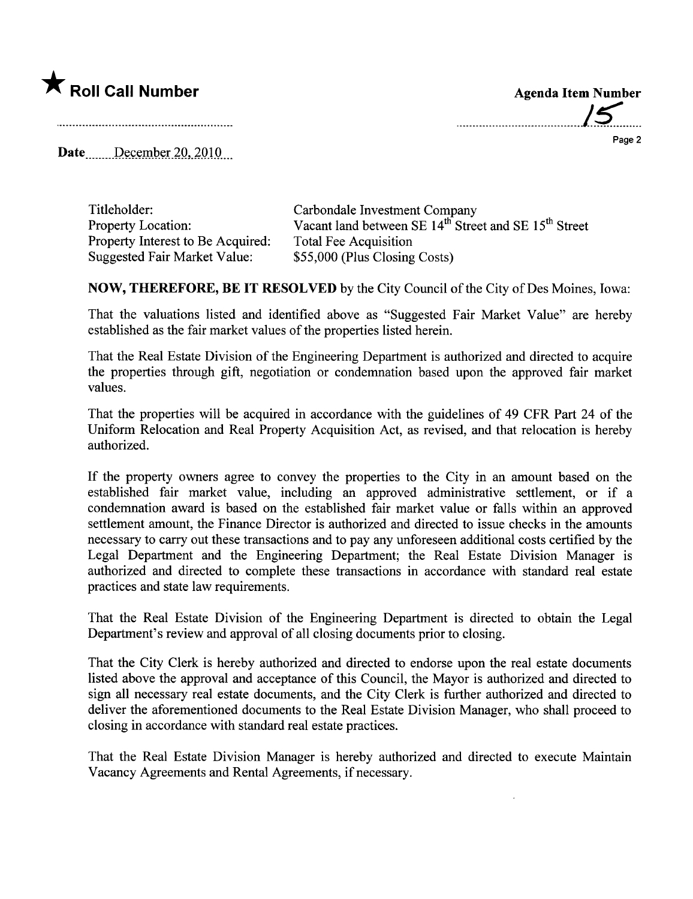★ **Roll Call Number**

**Agenda Item Number**

15

Date December 20, 2010

| | |
|---|---|
| Titleholder: | Carbondale Investment Company |
| Property Location: | Vacant land between SE 14th Street and SE 15th Street |
| Property Interest to Be Acquired: | Total Fee Acquisition |
| Suggested Fair Market Value: | $55,000 (Plus Closing Costs) |

**NOW, THEREFORE, BE IT RESOLVED** by the City Council of the City of Des Moines, Iowa:

That the valuations listed and identified above as "Suggested Fair Market Value" are hereby established as the fair market values of the properties listed herein.

That the Real Estate Division of the Engineering Department is authorized and directed to acquire the properties through gift, negotiation or condemnation based upon the approved fair market values.

That the properties will be acquired in accordance with the guidelines of 49 CFR Part 24 of the Uniform Relocation and Real Property Acquisition Act, as revised, and that relocation is hereby authorized.

If the property owners agree to convey the properties to the City in an amount based on the established fair market value, including an approved administrative settlement, or if a condemnation award is based on the established fair market value or falls within an approved settlement amount, the Finance Director is authorized and directed to issue checks in the amounts necessary to carry out these transactions and to pay any unforeseen additional costs certified by the Legal Department and the Engineering Department; the Real Estate Division Manager is authorized and directed to complete these transactions in accordance with standard real estate practices and state law requirements.

That the Real Estate Division of the Engineering Department is directed to obtain the Legal Department's review and approval of all closing documents prior to closing.

That the City Clerk is hereby authorized and directed to endorse upon the real estate documents listed above the approval and acceptance of this Council, the Mayor is authorized and directed to sign all necessary real estate documents, and the City Clerk is further authorized and directed to deliver the aforementioned documents to the Real Estate Division Manager, who shall proceed to closing in accordance with standard real estate practices.

That the Real Estate Division Manager is hereby authorized and directed to execute Maintain Vacancy Agreements and Rental Agreements, if necessary.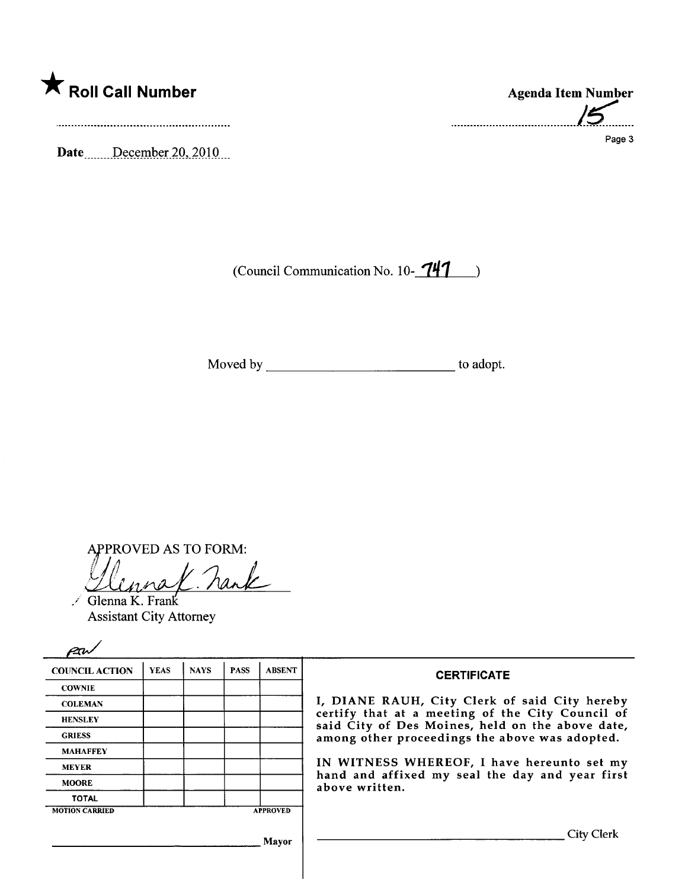★ **Roll Call Number**

**Agenda Item Number**
15

Date December 20, 2010

(Council Communication No. 10-747)

Moved by ____________________ to adopt.

APPROVED AS TO FORM:

Glenna K. Frank
Assistant City Attorney

| COUNCIL ACTION | YEAS | NAYS | PASS | ABSENT |
|---|---|---|---|---|
| COWNIE | | | | |
| COLEMAN | | | | |
| HENSLEY | | | | |
| GRIESS | | | | |
| MAHAFFEY | | | | |
| MEYER | | | | |
| MOORE | | | | |
| TOTAL | | | | |

MOTION CARRIED APPROVED

____________________ Mayor

**CERTIFICATE**

I, DIANE RAUH, City Clerk of said City hereby certify that at a meeting of the City Council of said City of Des Moines, held on the above date, among other proceedings the above was adopted.

IN WITNESS WHEREOF, I have hereunto set my hand and affixed my seal the day and year first above written.

____________________ City Clerk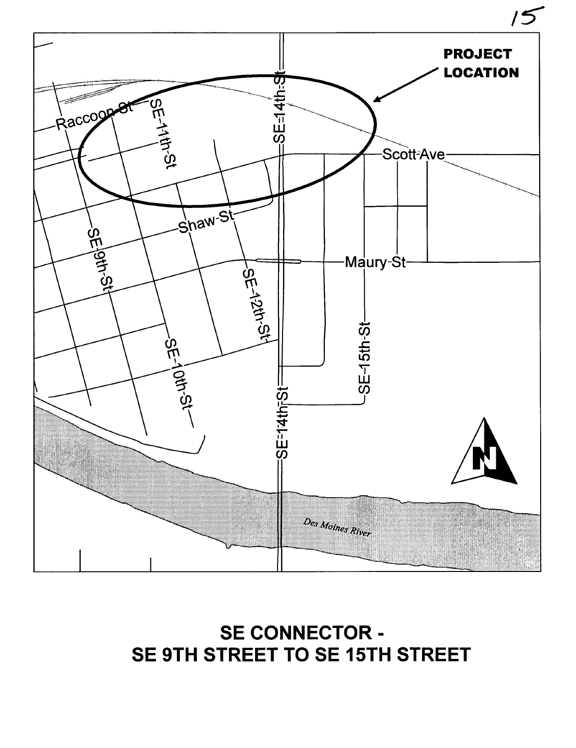PROJECT LOCATION

Raccoon St

SE 11th St

SE 14th St

Scott Ave

Shaw St

SE 9th St

Maury St

SE 12th St

SE 10th St

SE 15th St

SE 14th St

Des Moines River

N

# SE CONNECTOR - SE 9TH STREET TO SE 15TH STREET